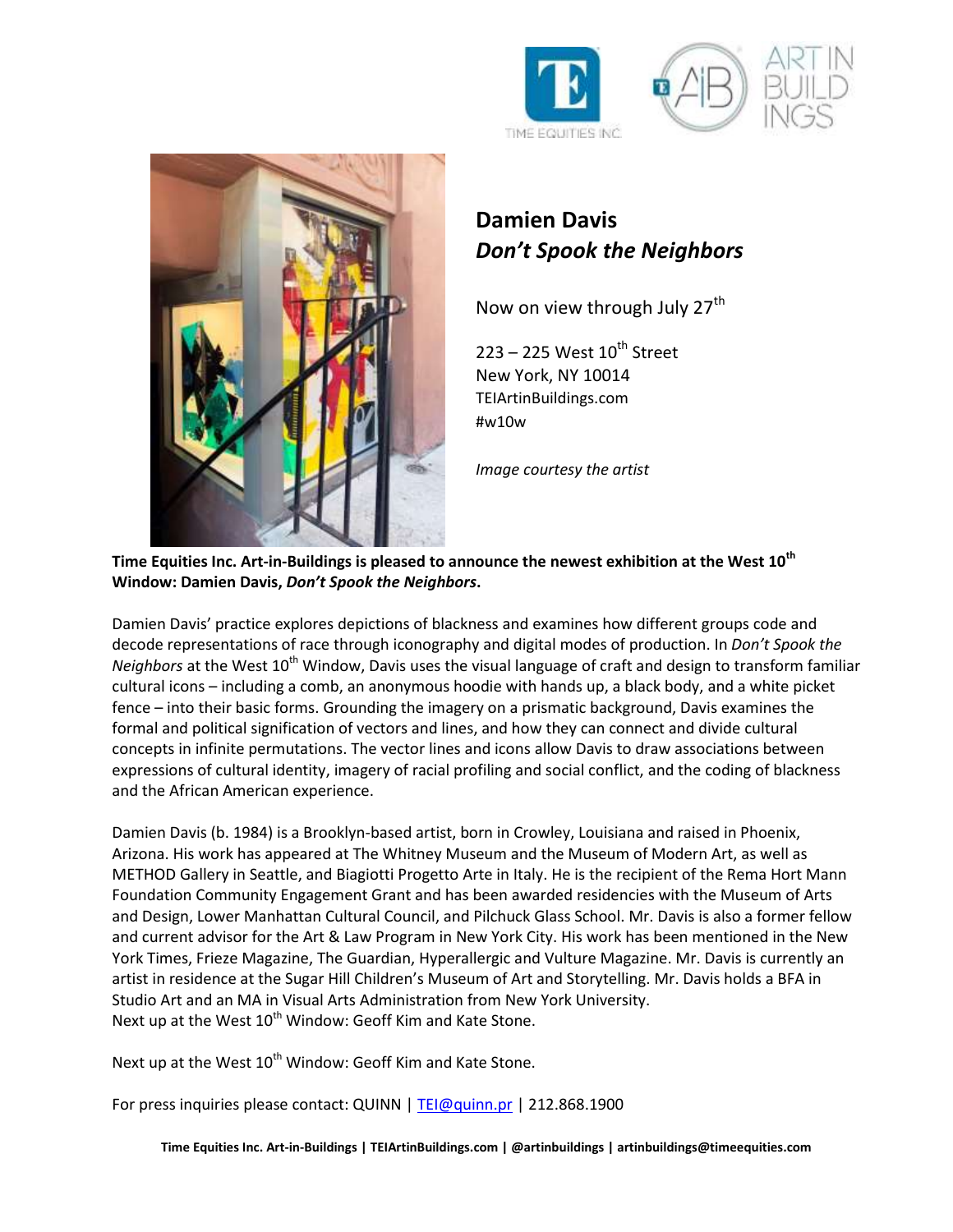## Damien Davis
### *Don't Spook the Neighbors*

Now on view through July 27th

223 – 225 West 10th Street
New York, NY 10014
TEIArtinBuildings.com
#w10w

*Image courtesy the artist*

**Time Equities Inc. Art-in-Buildings is pleased to announce the newest exhibition at the West 10th Window: Damien Davis, *Don't Spook the Neighbors*.**

Damien Davis' practice explores depictions of blackness and examines how different groups code and decode representations of race through iconography and digital modes of production. In *Don't Spook the Neighbors* at the West 10th Window, Davis uses the visual language of craft and design to transform familiar cultural icons – including a comb, an anonymous hoodie with hands up, a black body, and a white picket fence – into their basic forms. Grounding the imagery on a prismatic background, Davis examines the formal and political signification of vectors and lines, and how they can connect and divide cultural concepts in infinite permutations. The vector lines and icons allow Davis to draw associations between expressions of cultural identity, imagery of racial profiling and social conflict, and the coding of blackness and the African American experience.

Damien Davis (b. 1984) is a Brooklyn-based artist, born in Crowley, Louisiana and raised in Phoenix, Arizona. His work has appeared at The Whitney Museum and the Museum of Modern Art, as well as METHOD Gallery in Seattle, and Biagiotti Progetto Arte in Italy. He is the recipient of the Rema Hort Mann Foundation Community Engagement Grant and has been awarded residencies with the Museum of Arts and Design, Lower Manhattan Cultural Council, and Pilchuck Glass School. Mr. Davis is also a former fellow and current advisor for the Art & Law Program in New York City. His work has been mentioned in the New York Times, Frieze Magazine, The Guardian, Hyperallergic and Vulture Magazine. Mr. Davis is currently an artist in residence at the Sugar Hill Children's Museum of Art and Storytelling. Mr. Davis holds a BFA in Studio Art and an MA in Visual Arts Administration from New York University.
Next up at the West 10th Window: Geoff Kim and Kate Stone.

Next up at the West 10th Window: Geoff Kim and Kate Stone.

For press inquiries please contact: QUINN | TEI@quinn.pr | 212.868.1900

**Time Equities Inc. Art-in-Buildings | TEIArtinBuildings.com | @artinbuildings | artinbuildings@timeequities.com**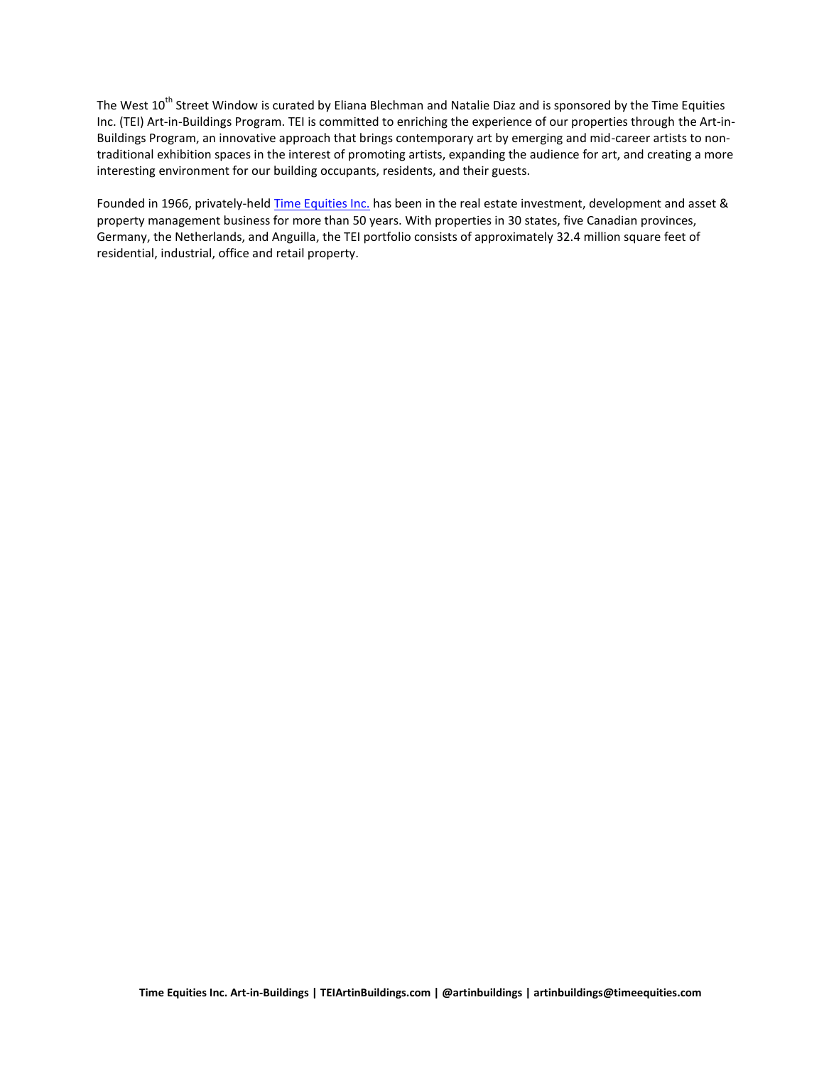The West 10th Street Window is curated by Eliana Blechman and Natalie Diaz and is sponsored by the Time Equities Inc. (TEI) Art-in-Buildings Program. TEI is committed to enriching the experience of our properties through the Art-in-Buildings Program, an innovative approach that brings contemporary art by emerging and mid-career artists to non-traditional exhibition spaces in the interest of promoting artists, expanding the audience for art, and creating a more interesting environment for our building occupants, residents, and their guests.

Founded in 1966, privately-held Time Equities Inc. has been in the real estate investment, development and asset & property management business for more than 50 years. With properties in 30 states, five Canadian provinces, Germany, the Netherlands, and Anguilla, the TEI portfolio consists of approximately 32.4 million square feet of residential, industrial, office and retail property.

**Time Equities Inc. Art-in-Buildings | TEIArtinBuildings.com | @artinbuildings | artinbuildings@timeequities.com**